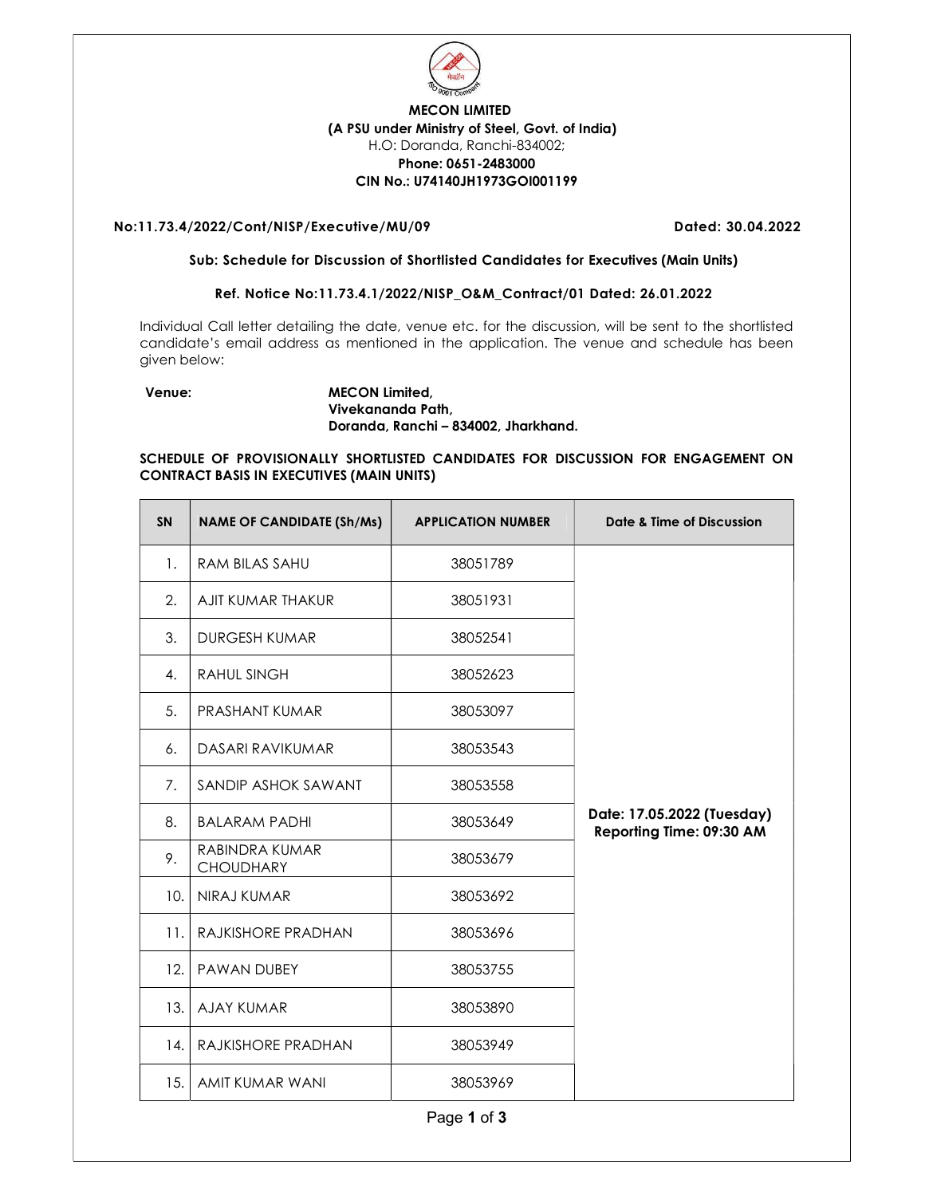**MECON LIMITED**
**(A PSU under Ministry of Steel, Govt. of India)**
H.O: Doranda, Ranchi-834002;
**Phone: 0651-2483000**
**CIN No.: U74140JH1973GOI001199**

**No:11.73.4/2022/Cont/NISP/Executive/MU/09** **Dated: 30.04.2022**

**Sub: Schedule for Discussion of Shortlisted Candidates for Executives (Main Units)**

**Ref. Notice No:11.73.4.1/2022/NISP_O&M_Contract/01 Dated: 26.01.2022**

Individual Call letter detailing the date, venue etc. for the discussion, will be sent to the shortlisted candidate's email address as mentioned in the application. The venue and schedule has been given below:

**Venue:** **MECON Limited,**
**Vivekananda Path,**
**Doranda, Ranchi – 834002, Jharkhand.**

**SCHEDULE OF PROVISIONALLY SHORTLISTED CANDIDATES FOR DISCUSSION FOR ENGAGEMENT ON CONTRACT BASIS IN EXECUTIVES (MAIN UNITS)**

| SN | NAME OF CANDIDATE (Sh/Ms) | APPLICATION NUMBER | Date & Time of Discussion |
|---|---|---|---|
| 1. | RAM BILAS SAHU | 38051789 | Date: 17.05.2022 (Tuesday) Reporting Time: 09:30 AM |
| 2. | AJIT KUMAR THAKUR | 38051931 | |
| 3. | DURGESH KUMAR | 38052541 | |
| 4. | RAHUL SINGH | 38052623 | |
| 5. | PRASHANT KUMAR | 38053097 | |
| 6. | DASARI RAVIKUMAR | 38053543 | |
| 7. | SANDIP ASHOK SAWANT | 38053558 | |
| 8. | BALARAM PADHI | 38053649 | |
| 9. | RABINDRA KUMAR CHOUDHARY | 38053679 | |
| 10. | NIRAJ KUMAR | 38053692 | |
| 11. | RAJKISHORE PRADHAN | 38053696 | |
| 12. | PAWAN DUBEY | 38053755 | |
| 13. | AJAY KUMAR | 38053890 | |
| 14. | RAJKISHORE PRADHAN | 38053949 | |
| 15. | AMIT KUMAR WANI | 38053969 | |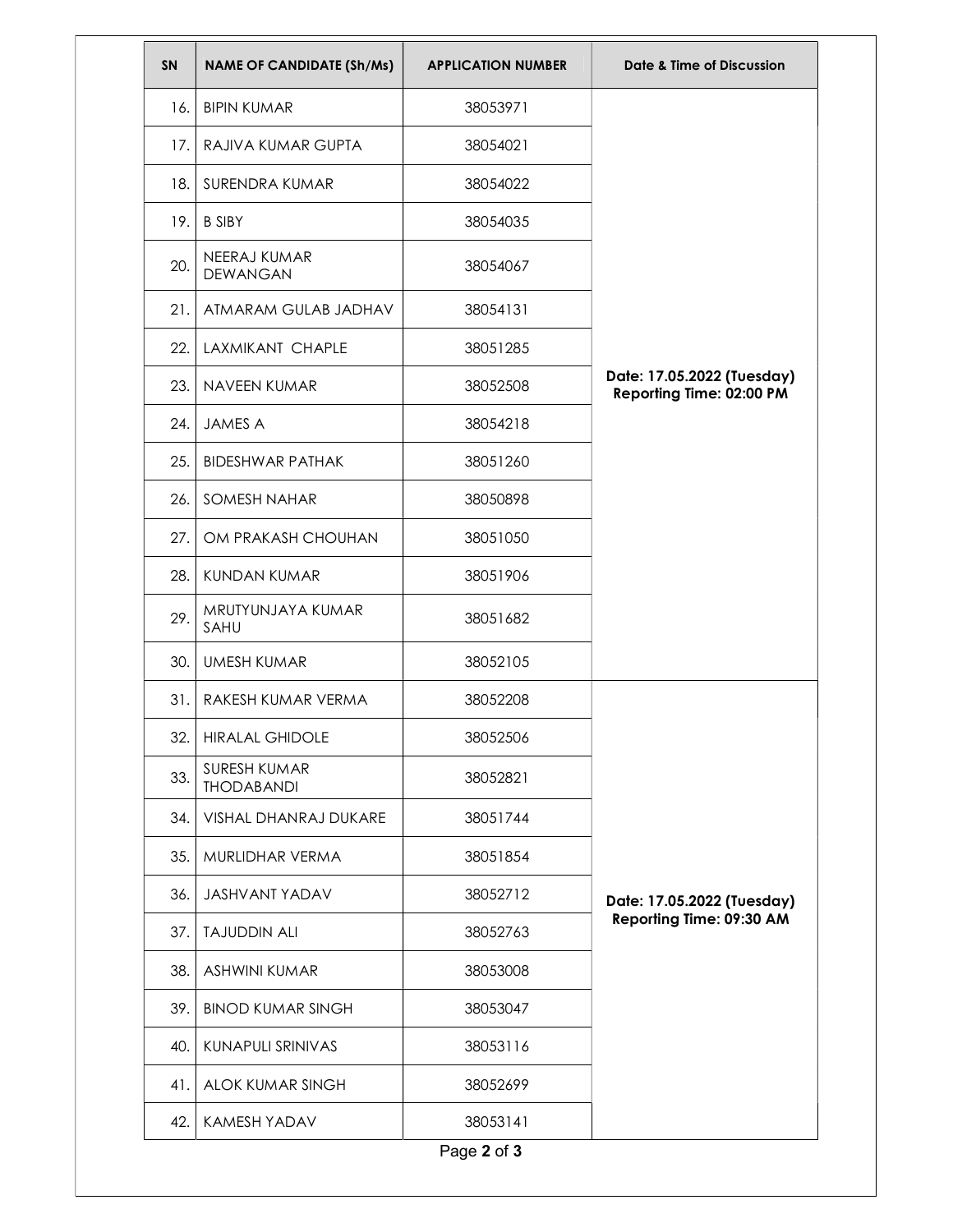| SN | NAME OF CANDIDATE (Sh/Ms) | APPLICATION NUMBER | Date & Time of Discussion |
|---|---|---|---|
| 16. | BIPIN KUMAR | 38053971 | **Date: 17.05.2022 (Tuesday) Reporting Time: 02:00 PM** |
| 17. | RAJIVA KUMAR GUPTA | 38054021 | |
| 18. | SURENDRA KUMAR | 38054022 | |
| 19. | B SIBY | 38054035 | |
| 20. | NEERAJ KUMAR DEWANGAN | 38054067 | |
| 21. | ATMARAM GULAB JADHAV | 38054131 | |
| 22. | LAXMIKANT CHAPLE | 38051285 | |
| 23. | NAVEEN KUMAR | 38052508 | |
| 24. | JAMES A | 38054218 | |
| 25. | BIDESHWAR PATHAK | 38051260 | |
| 26. | SOMESH NAHAR | 38050898 | |
| 27. | OM PRAKASH CHOUHAN | 38051050 | |
| 28. | KUNDAN KUMAR | 38051906 | |
| 29. | MRUTYUNJAYA KUMAR SAHU | 38051682 | |
| 30. | UMESH KUMAR | 38052105 | |
| 31. | RAKESH KUMAR VERMA | 38052208 | **Date: 17.05.2022 (Tuesday) Reporting Time: 09:30 AM** |
| 32. | HIRALAL GHIDOLE | 38052506 | |
| 33. | SURESH KUMAR THODABANDI | 38052821 | |
| 34. | VISHAL DHANRAJ DUKARE | 38051744 | |
| 35. | MURLIDHAR VERMA | 38051854 | |
| 36. | JASHVANT YADAV | 38052712 | |
| 37. | TAJUDDIN ALI | 38052763 | |
| 38. | ASHWINI KUMAR | 38053008 | |
| 39. | BINOD KUMAR SINGH | 38053047 | |
| 40. | KUNAPULI SRINIVAS | 38053116 | |
| 41. | ALOK KUMAR SINGH | 38052699 | |
| 42. | KAMESH YADAV | 38053141 | |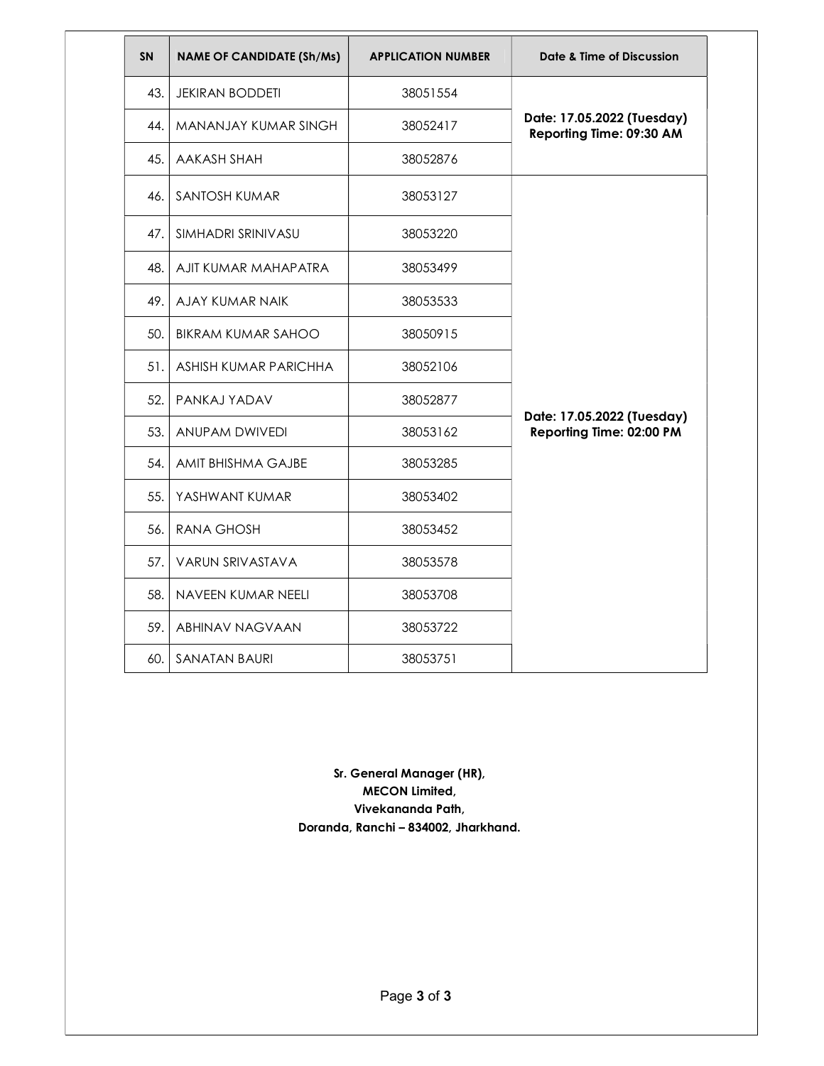| SN | NAME OF CANDIDATE (Sh/Ms) | APPLICATION NUMBER | Date & Time of Discussion |
|---|---|---|---|
| 43. | JEKIRAN BODDETI | 38051554 | **Date: 17.05.2022 (Tuesday) Reporting Time: 09:30 AM** |
| 44. | MANANJAY KUMAR SINGH | 38052417 | |
| 45. | AAKASH SHAH | 38052876 | |
| 46. | SANTOSH KUMAR | 38053127 | **Date: 17.05.2022 (Tuesday) Reporting Time: 02:00 PM** |
| 47. | SIMHADRI SRINIVASU | 38053220 | |
| 48. | AJIT KUMAR MAHAPATRA | 38053499 | |
| 49. | AJAY KUMAR NAIK | 38053533 | |
| 50. | BIKRAM KUMAR SAHOO | 38050915 | |
| 51. | ASHISH KUMAR PARICHHA | 38052106 | |
| 52. | PANKAJ YADAV | 38052877 | |
| 53. | ANUPAM DWIVEDI | 38053162 | |
| 54. | AMIT BHISHMA GAJBE | 38053285 | |
| 55. | YASHWANT KUMAR | 38053402 | |
| 56. | RANA GHOSH | 38053452 | |
| 57. | VARUN SRIVASTAVA | 38053578 | |
| 58. | NAVEEN KUMAR NEELI | 38053708 | |
| 59. | ABHINAV NAGVAAN | 38053722 | |
| 60. | SANATAN BAURI | 38053751 | |

**Sr. General Manager (HR),**
**MECON Limited,**
**Vivekananda Path,**
**Doranda, Ranchi – 834002, Jharkhand.**